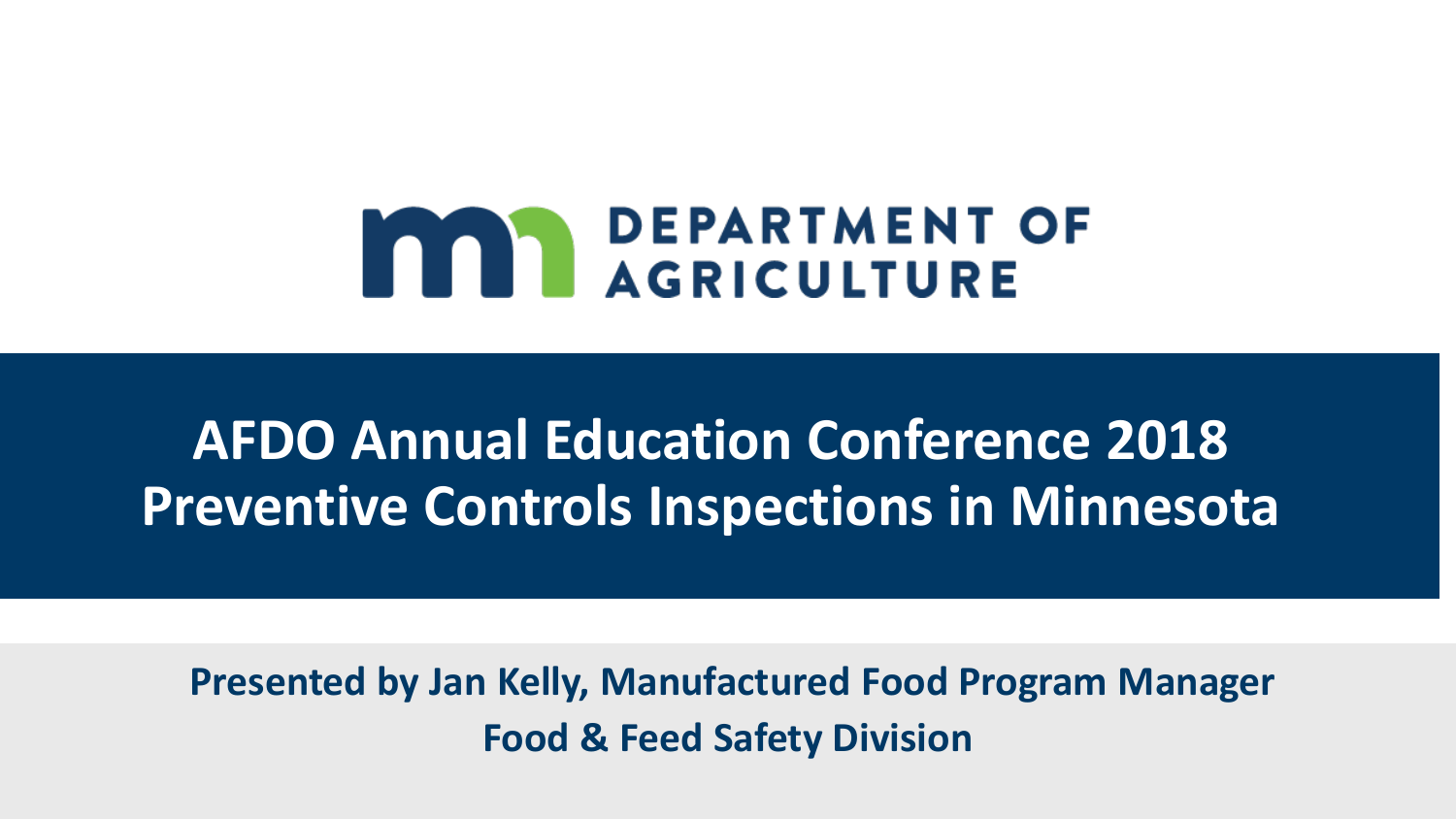DEPARTMENT OF AGRICULTURE

# AFDO Annual Education Conference 2018
# Preventive Controls Inspections in Minnesota

**Presented by Jan Kelly, Manufactured Food Program Manager**
**Food & Feed Safety Division**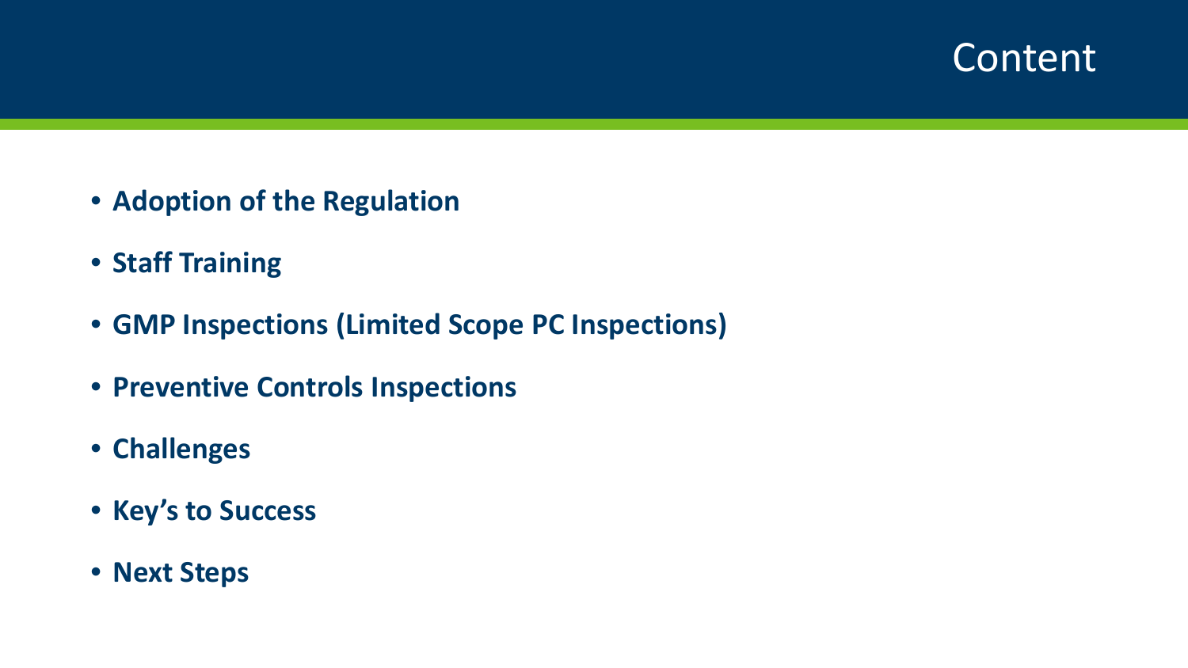# Content

- **Adoption of the Regulation**
- **Staff Training**
- **GMP Inspections (Limited Scope PC Inspections)**
- **Preventive Controls Inspections**
- **Challenges**
- **Key's to Success**
- **Next Steps**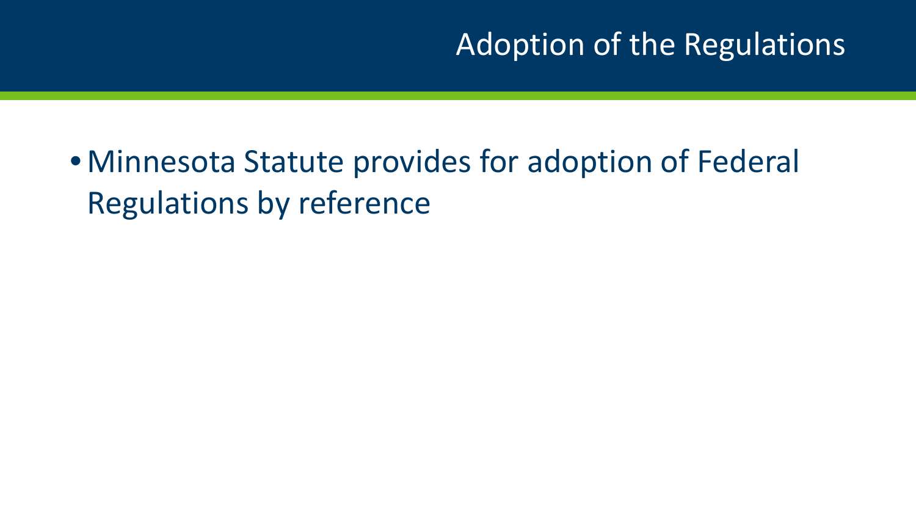# Adoption of the Regulations

- Minnesota Statute provides for adoption of Federal Regulations by reference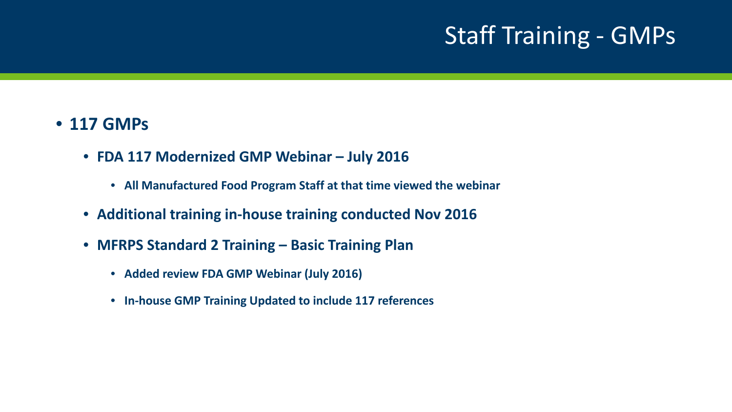# Staff Training - GMPs

- **117 GMPs**
  - **FDA 117 Modernized GMP Webinar – July 2016**
    - **All Manufactured Food Program Staff at that time viewed the webinar**
  - **Additional training in-house training conducted Nov 2016**
  - **MFRPS Standard 2 Training – Basic Training Plan**
    - **Added review FDA GMP Webinar (July 2016)**
    - **In-house GMP Training Updated to include 117 references**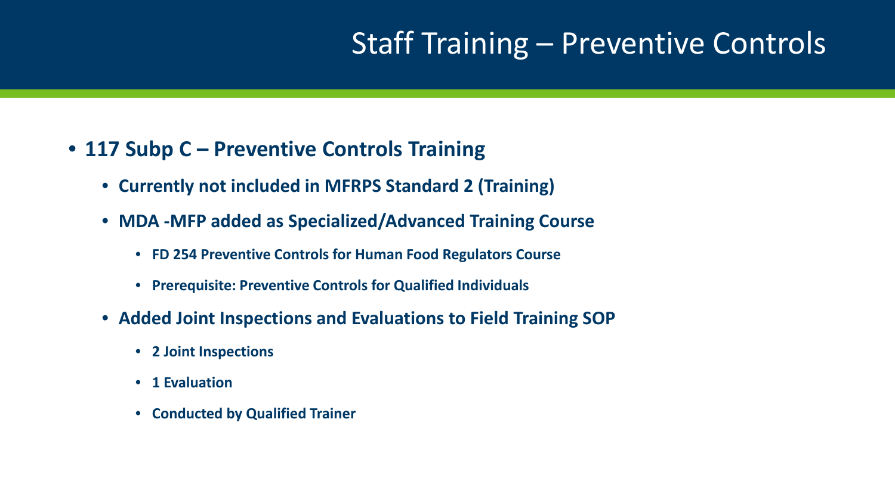# Staff Training – Preventive Controls

- **117 Subp C – Preventive Controls Training**
  - **Currently not included in MFRPS Standard 2 (Training)**
  - **MDA -MFP added as Specialized/Advanced Training Course**
    - **FD 254 Preventive Controls for Human Food Regulators Course**
    - **Prerequisite: Preventive Controls for Qualified Individuals**
  - **Added Joint Inspections and Evaluations to Field Training SOP**
    - **2 Joint Inspections**
    - **1 Evaluation**
    - **Conducted by Qualified Trainer**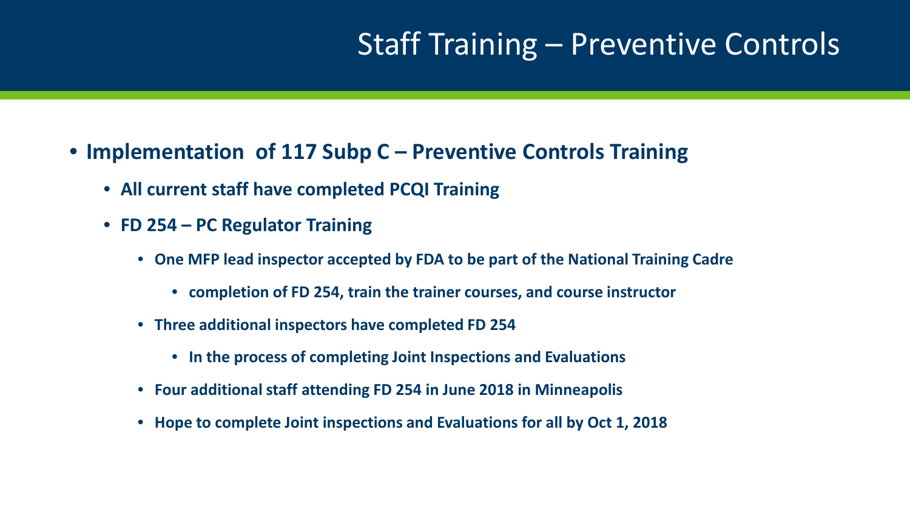# Staff Training – Preventive Controls

- **Implementation of 117 Subp C – Preventive Controls Training**
  - **All current staff have completed PCQI Training**
  - **FD 254 – PC Regulator Training**
    - **One MFP lead inspector accepted by FDA to be part of the National Training Cadre**
      - **completion of FD 254, train the trainer courses, and course instructor**
    - **Three additional inspectors have completed FD 254**
      - **In the process of completing Joint Inspections and Evaluations**
    - **Four additional staff attending FD 254 in June 2018 in Minneapolis**
    - **Hope to complete Joint inspections and Evaluations for all by Oct 1, 2018**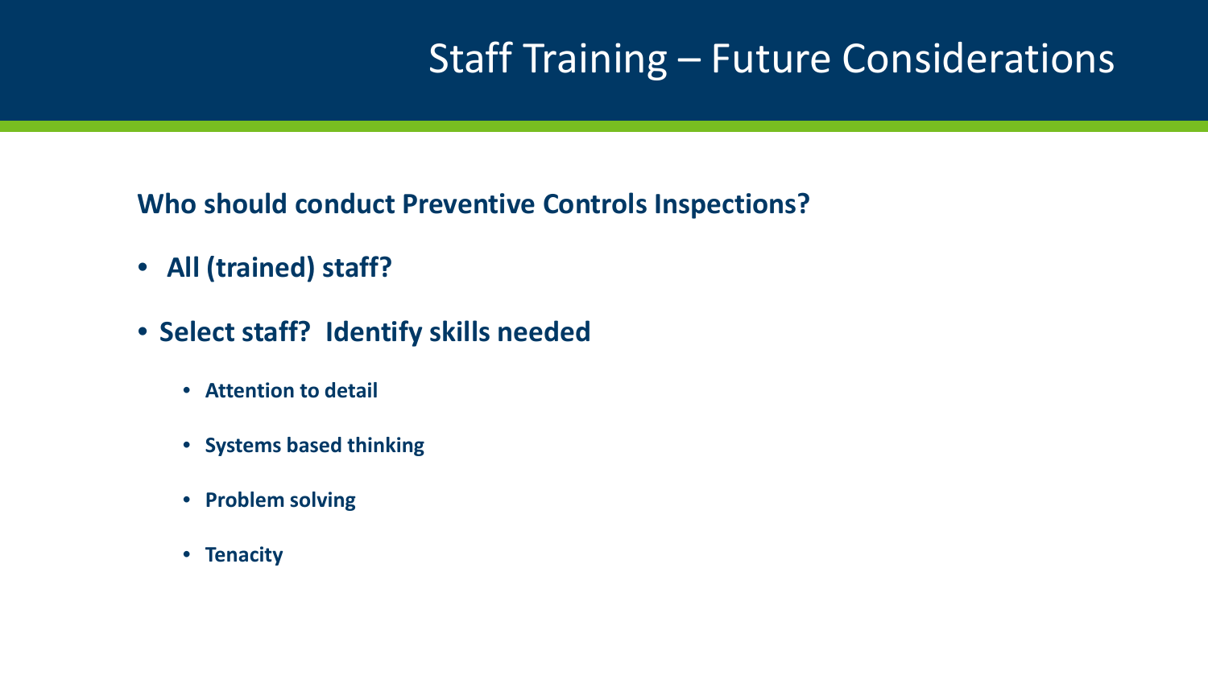# Staff Training – Future Considerations

**Who should conduct Preventive Controls Inspections?**

- **All (trained) staff?**
- **Select staff? Identify skills needed**
  - **Attention to detail**
  - **Systems based thinking**
  - **Problem solving**
  - **Tenacity**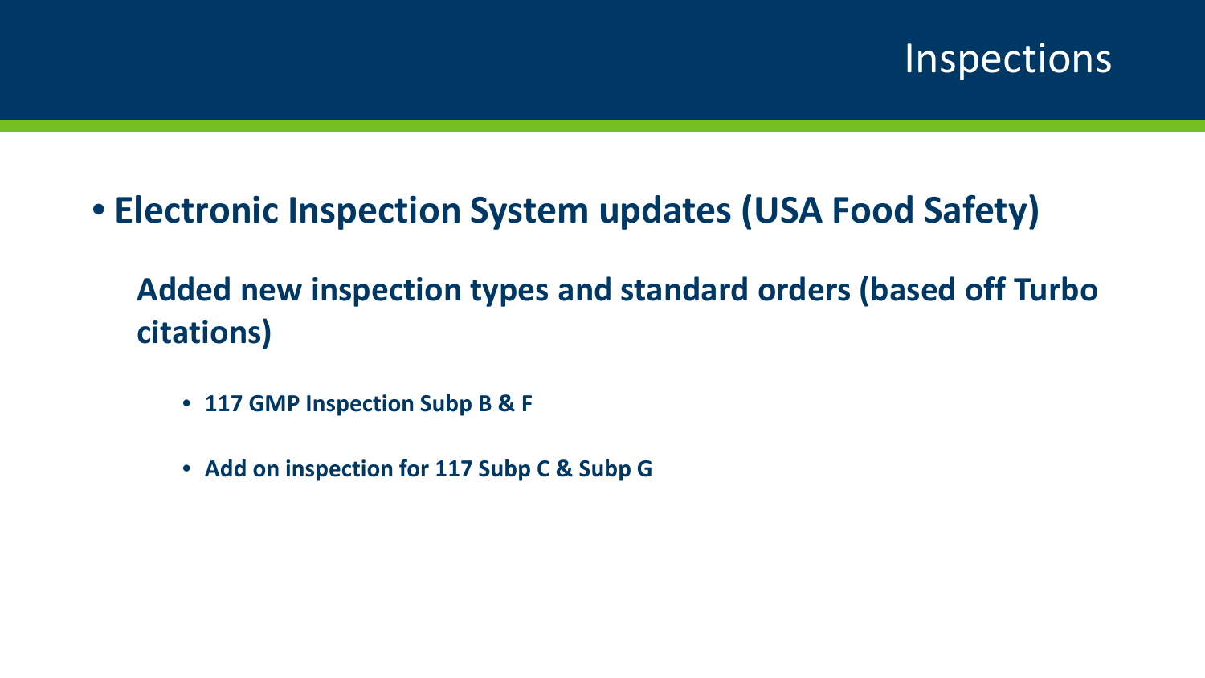# Inspections

- **Electronic Inspection System updates (USA Food Safety)**

  **Added new inspection types and standard orders (based off Turbo citations)**

  - **117 GMP Inspection Subp B & F**
  - **Add on inspection for 117 Subp C & Subp G**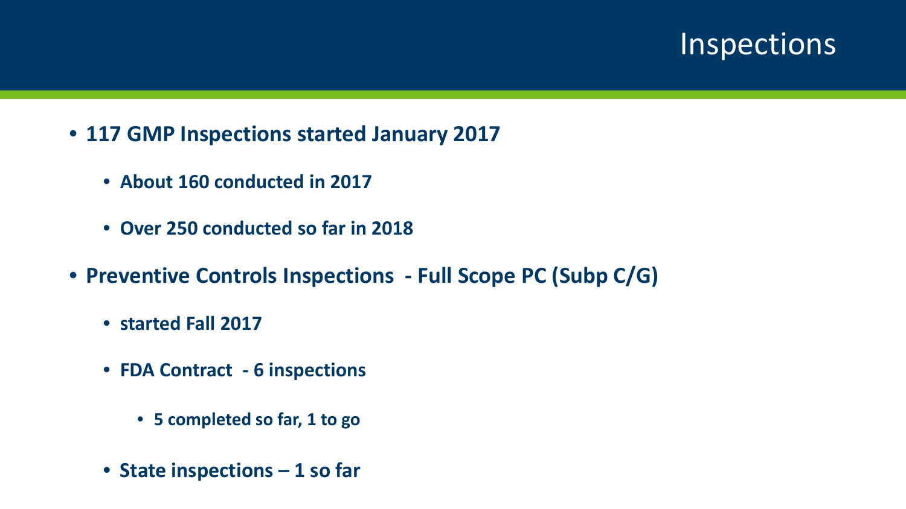# Inspections

- **117 GMP Inspections started January 2017**
  - **About 160 conducted in 2017**
  - **Over 250 conducted so far in 2018**
- **Preventive Controls Inspections - Full Scope PC (Subp C/G)**
  - **started Fall 2017**
  - **FDA Contract - 6 inspections**
    - **5 completed so far, 1 to go**
  - **State inspections – 1 so far**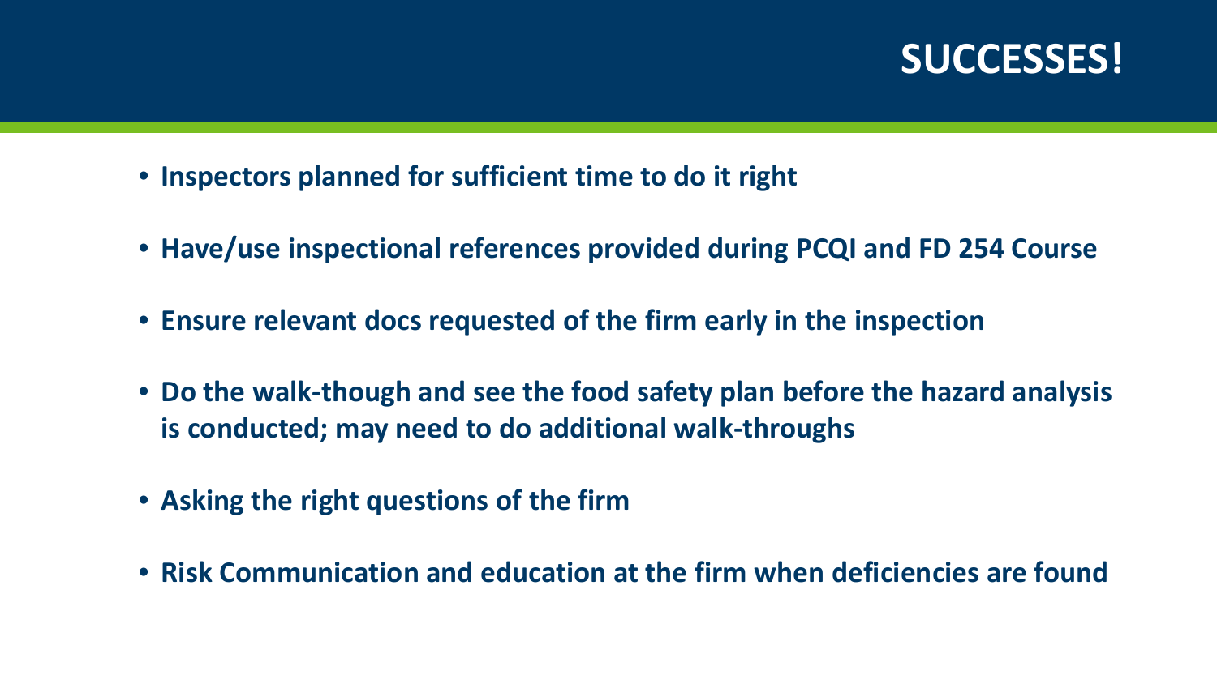# SUCCESSES!

- **Inspectors planned for sufficient time to do it right**
- **Have/use inspectional references provided during PCQI and FD 254 Course**
- **Ensure relevant docs requested of the firm early in the inspection**
- **Do the walk-though and see the food safety plan before the hazard analysis is conducted; may need to do additional walk-throughs**
- **Asking the right questions of the firm**
- **Risk Communication and education at the firm when deficiencies are found**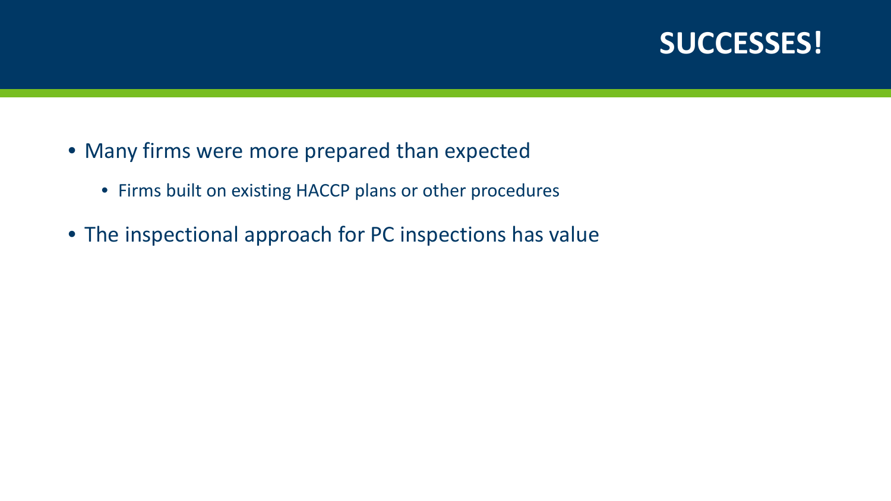# SUCCESSES!

- Many firms were more prepared than expected
  - Firms built on existing HACCP plans or other procedures
- The inspectional approach for PC inspections has value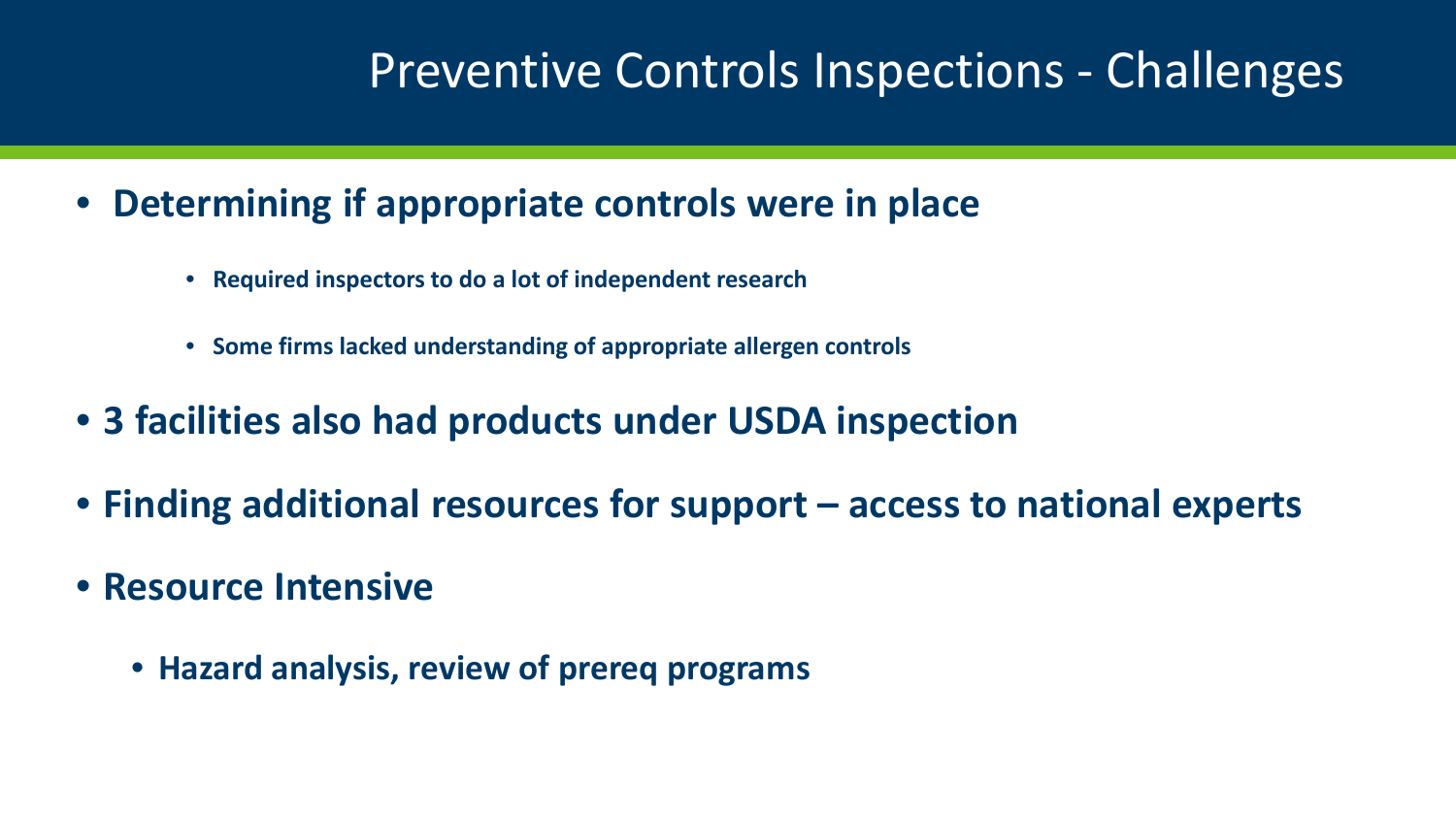# Preventive Controls Inspections - Challenges

- **Determining if appropriate controls were in place**
  - **Required inspectors to do a lot of independent research**
  - **Some firms lacked understanding of appropriate allergen controls**
- **3 facilities also had products under USDA inspection**
- **Finding additional resources for support – access to national experts**
- **Resource Intensive**
  - **Hazard analysis, review of prereq programs**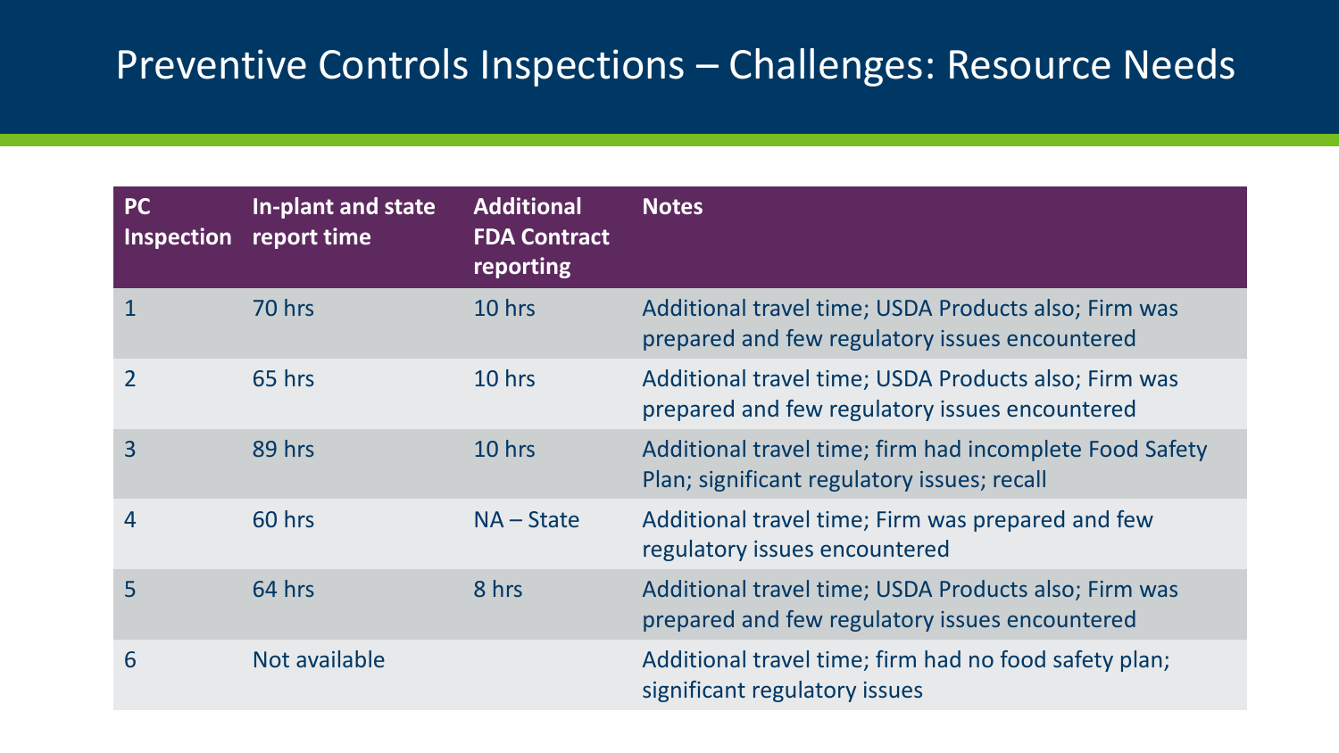# Preventive Controls Inspections – Challenges: Resource Needs

| PC Inspection | In-plant and state report time | Additional FDA Contract reporting | Notes |
|---|---|---|---|
| 1 | 70 hrs | 10 hrs | Additional travel time; USDA Products also; Firm was prepared and few regulatory issues encountered |
| 2 | 65 hrs | 10 hrs | Additional travel time; USDA Products also; Firm was prepared and few regulatory issues encountered |
| 3 | 89 hrs | 10 hrs | Additional travel time; firm had incomplete Food Safety Plan; significant regulatory issues; recall |
| 4 | 60 hrs | NA – State | Additional travel time; Firm was prepared and few regulatory issues encountered |
| 5 | 64 hrs | 8 hrs | Additional travel time; USDA Products also; Firm was prepared and few regulatory issues encountered |
| 6 | Not available | | Additional travel time; firm had no food safety plan; significant regulatory issues |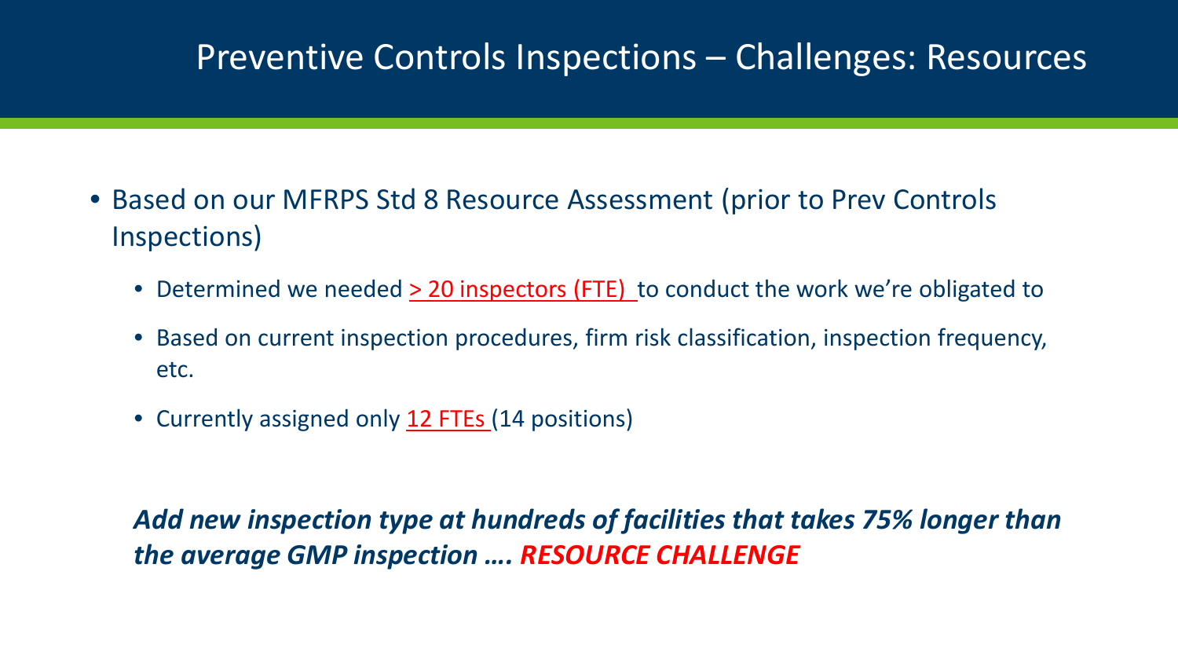# Preventive Controls Inspections – Challenges: Resources

- Based on our MFRPS Std 8 Resource Assessment (prior to Prev Controls Inspections)
  - Determined we needed > 20 inspectors (FTE) to conduct the work we're obligated to
  - Based on current inspection procedures, firm risk classification, inspection frequency, etc.
  - Currently assigned only 12 FTEs (14 positions)

***Add new inspection type at hundreds of facilities that takes 75% longer than the average GMP inspection …. RESOURCE CHALLENGE***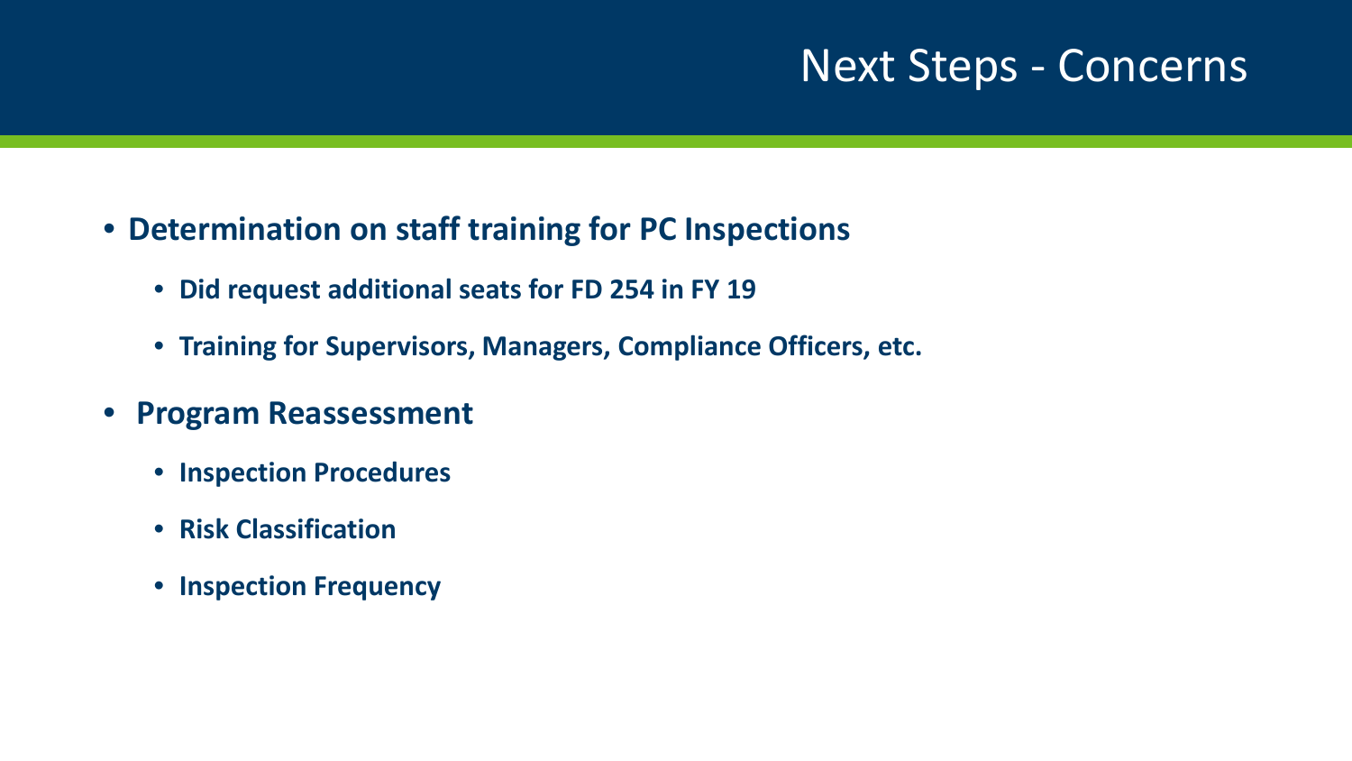# Next Steps - Concerns

- **Determination on staff training for PC Inspections**
  - **Did request additional seats for FD 254 in FY 19**
  - **Training for Supervisors, Managers, Compliance Officers, etc.**
- **Program Reassessment**
  - **Inspection Procedures**
  - **Risk Classification**
  - **Inspection Frequency**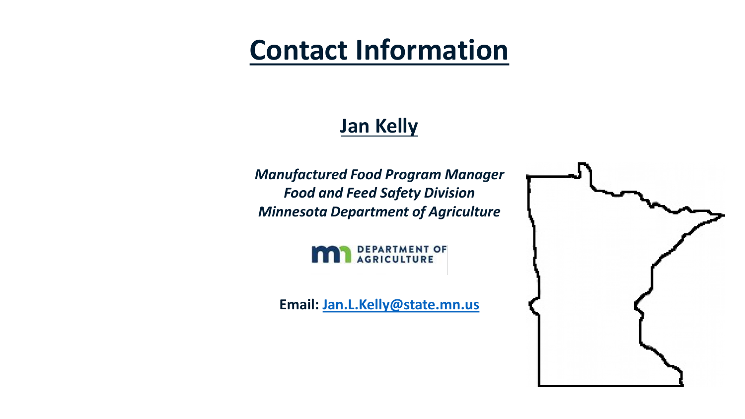# Contact Information

## Jan Kelly

*Manufactured Food Program Manager*
*Food and Feed Safety Division*
*Minnesota Department of Agriculture*

DEPARTMENT OF AGRICULTURE

**Email: [Jan.L.Kelly@state.mn.us](mailto:Jan.L.Kelly@state.mn.us)**